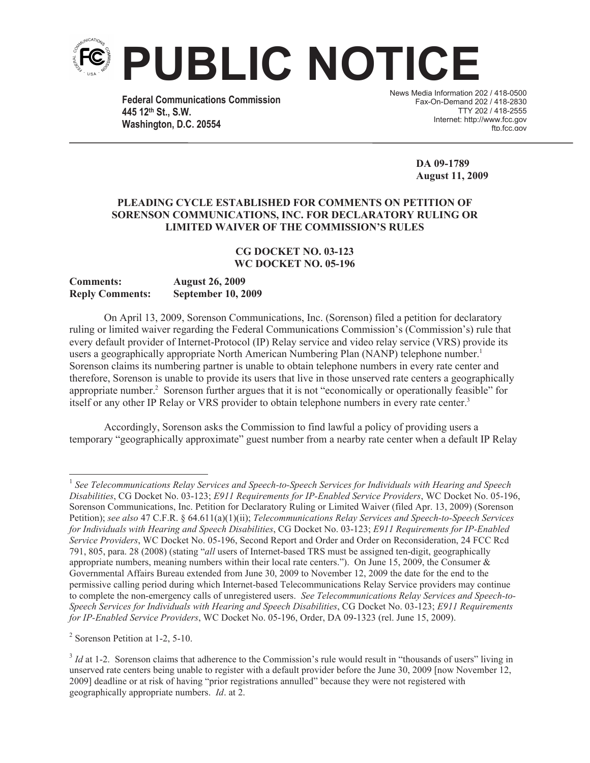# PUBLIC NOTICE

**Federal Communications Commission**
**445 12th St., S.W.**
**Washington, D.C. 20554**

News Media Information 202 / 418-0500
Fax-On-Demand 202 / 418-2830
TTY 202 / 418-2555
Internet: http://www.fcc.gov
ftp.fcc.gov

**DA 09-1789**
**August 11, 2009**

**PLEADING CYCLE ESTABLISHED FOR COMMENTS ON PETITION OF SORENSON COMMUNICATIONS, INC. FOR DECLARATORY RULING OR LIMITED WAIVER OF THE COMMISSION'S RULES**

**CG DOCKET NO. 03-123**
**WC DOCKET NO. 05-196**

**Comments:** **August 26, 2009**
**Reply Comments:** **September 10, 2009**

On April 13, 2009, Sorenson Communications, Inc. (Sorenson) filed a petition for declaratory ruling or limited waiver regarding the Federal Communications Commission's (Commission's) rule that every default provider of Internet-Protocol (IP) Relay service and video relay service (VRS) provide its users a geographically appropriate North American Numbering Plan (NANP) telephone number.[1] Sorenson claims its numbering partner is unable to obtain telephone numbers in every rate center and therefore, Sorenson is unable to provide its users that live in those unserved rate centers a geographically appropriate number.[2] Sorenson further argues that it is not "economically or operationally feasible" for itself or any other IP Relay or VRS provider to obtain telephone numbers in every rate center.[3]

Accordingly, Sorenson asks the Commission to find lawful a policy of providing users a temporary "geographically approximate" guest number from a nearby rate center when a default IP Relay

---

[1] *See Telecommunications Relay Services and Speech-to-Speech Services for Individuals with Hearing and Speech Disabilities*, CG Docket No. 03-123; *E911 Requirements for IP-Enabled Service Providers*, WC Docket No. 05-196, Sorenson Communications, Inc. Petition for Declaratory Ruling or Limited Waiver (filed Apr. 13, 2009) (Sorenson Petition); *see also* 47 C.F.R. § 64.611(a)(1)(ii); *Telecommunications Relay Services and Speech-to-Speech Services for Individuals with Hearing and Speech Disabilities*, CG Docket No. 03-123; *E911 Requirements for IP-Enabled Service Providers*, WC Docket No. 05-196, Second Report and Order and Order on Reconsideration, 24 FCC Rcd 791, 805, para. 28 (2008) (stating "*all* users of Internet-based TRS must be assigned ten-digit, geographically appropriate numbers, meaning numbers within their local rate centers."). On June 15, 2009, the Consumer & Governmental Affairs Bureau extended from June 30, 2009 to November 12, 2009 the date for the end to the permissive calling period during which Internet-based Telecommunications Relay Service providers may continue to complete the non-emergency calls of unregistered users. *See Telecommunications Relay Services and Speech-to-Speech Services for Individuals with Hearing and Speech Disabilities*, CG Docket No. 03-123; *E911 Requirements for IP-Enabled Service Providers*, WC Docket No. 05-196, Order, DA 09-1323 (rel. June 15, 2009).

[2] Sorenson Petition at 1-2, 5-10.

[3] *Id* at 1-2. Sorenson claims that adherence to the Commission's rule would result in "thousands of users" living in unserved rate centers being unable to register with a default provider before the June 30, 2009 [now November 12, 2009] deadline or at risk of having "prior registrations annulled" because they were not registered with geographically appropriate numbers. *Id*. at 2.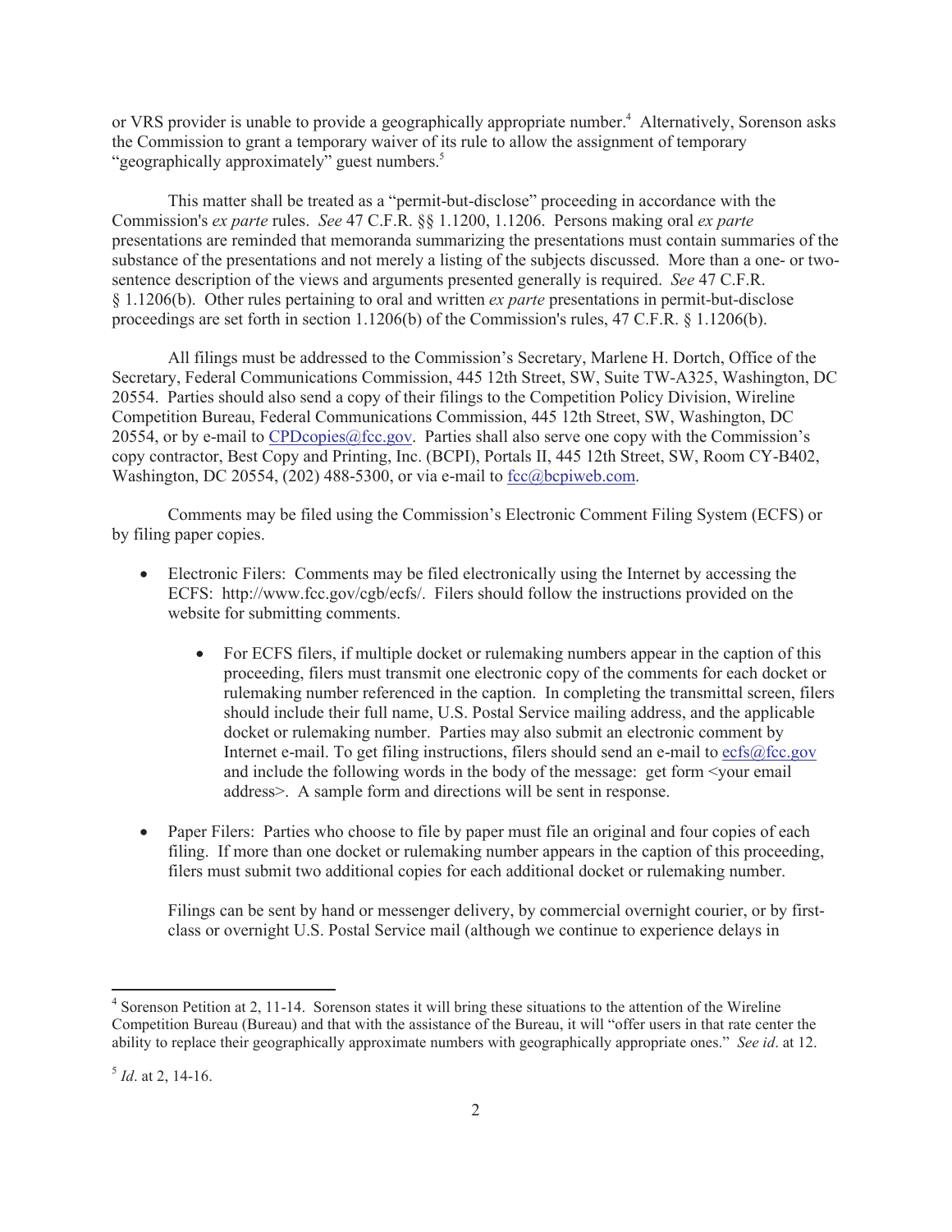or VRS provider is unable to provide a geographically appropriate number.[4] Alternatively, Sorenson asks the Commission to grant a temporary waiver of its rule to allow the assignment of temporary "geographically approximately" guest numbers.[5]

This matter shall be treated as a "permit-but-disclose" proceeding in accordance with the Commission's *ex parte* rules. *See* 47 C.F.R. §§ 1.1200, 1.1206. Persons making oral *ex parte* presentations are reminded that memoranda summarizing the presentations must contain summaries of the substance of the presentations and not merely a listing of the subjects discussed. More than a one- or two-sentence description of the views and arguments presented generally is required. *See* 47 C.F.R. § 1.1206(b). Other rules pertaining to oral and written *ex parte* presentations in permit-but-disclose proceedings are set forth in section 1.1206(b) of the Commission's rules, 47 C.F.R. § 1.1206(b).

All filings must be addressed to the Commission's Secretary, Marlene H. Dortch, Office of the Secretary, Federal Communications Commission, 445 12th Street, SW, Suite TW-A325, Washington, DC 20554. Parties should also send a copy of their filings to the Competition Policy Division, Wireline Competition Bureau, Federal Communications Commission, 445 12th Street, SW, Washington, DC 20554, or by e-mail to CPDcopies@fcc.gov. Parties shall also serve one copy with the Commission's copy contractor, Best Copy and Printing, Inc. (BCPI), Portals II, 445 12th Street, SW, Room CY-B402, Washington, DC 20554, (202) 488-5300, or via e-mail to fcc@bcpiweb.com.

Comments may be filed using the Commission's Electronic Comment Filing System (ECFS) or by filing paper copies.

- Electronic Filers: Comments may be filed electronically using the Internet by accessing the ECFS: http://www.fcc.gov/cgb/ecfs/. Filers should follow the instructions provided on the website for submitting comments.
    - For ECFS filers, if multiple docket or rulemaking numbers appear in the caption of this proceeding, filers must transmit one electronic copy of the comments for each docket or rulemaking number referenced in the caption. In completing the transmittal screen, filers should include their full name, U.S. Postal Service mailing address, and the applicable docket or rulemaking number. Parties may also submit an electronic comment by Internet e-mail. To get filing instructions, filers should send an e-mail to ecfs@fcc.gov and include the following words in the body of the message: get form <your email address>. A sample form and directions will be sent in response.

- Paper Filers: Parties who choose to file by paper must file an original and four copies of each filing. If more than one docket or rulemaking number appears in the caption of this proceeding, filers must submit two additional copies for each additional docket or rulemaking number.

  Filings can be sent by hand or messenger delivery, by commercial overnight courier, or by first-class or overnight U.S. Postal Service mail (although we continue to experience delays in

---

[4] Sorenson Petition at 2, 11-14. Sorenson states it will bring these situations to the attention of the Wireline Competition Bureau (Bureau) and that with the assistance of the Bureau, it will "offer users in that rate center the ability to replace their geographically approximate numbers with geographically appropriate ones." *See id*. at 12.

[5] *Id*. at 2, 14-16.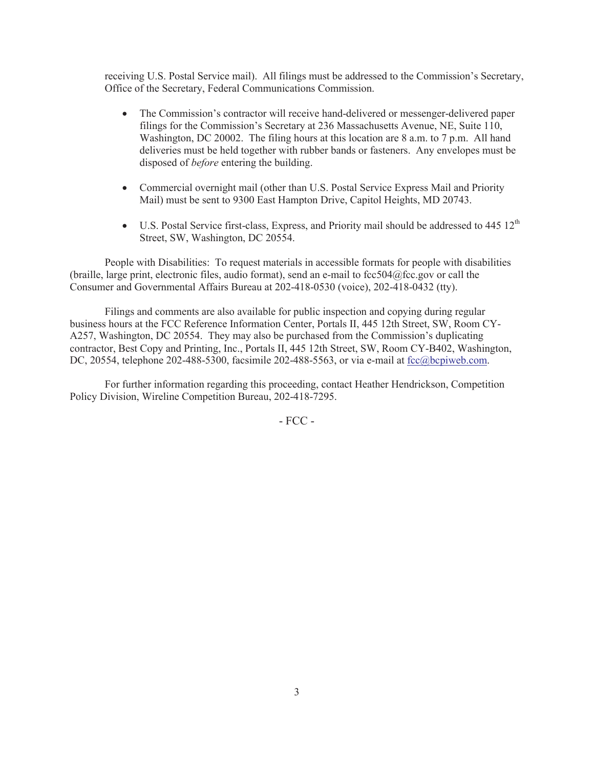receiving U.S. Postal Service mail). All filings must be addressed to the Commission's Secretary, Office of the Secretary, Federal Communications Commission.

- The Commission's contractor will receive hand-delivered or messenger-delivered paper filings for the Commission's Secretary at 236 Massachusetts Avenue, NE, Suite 110, Washington, DC 20002. The filing hours at this location are 8 a.m. to 7 p.m. All hand deliveries must be held together with rubber bands or fasteners. Any envelopes must be disposed of *before* entering the building.

- Commercial overnight mail (other than U.S. Postal Service Express Mail and Priority Mail) must be sent to 9300 East Hampton Drive, Capitol Heights, MD 20743.

- U.S. Postal Service first-class, Express, and Priority mail should be addressed to 445 12th Street, SW, Washington, DC 20554.

People with Disabilities: To request materials in accessible formats for people with disabilities (braille, large print, electronic files, audio format), send an e-mail to fcc504@fcc.gov or call the Consumer and Governmental Affairs Bureau at 202-418-0530 (voice), 202-418-0432 (tty).

Filings and comments are also available for public inspection and copying during regular business hours at the FCC Reference Information Center, Portals II, 445 12th Street, SW, Room CY-A257, Washington, DC 20554. They may also be purchased from the Commission's duplicating contractor, Best Copy and Printing, Inc., Portals II, 445 12th Street, SW, Room CY-B402, Washington, DC, 20554, telephone 202-488-5300, facsimile 202-488-5563, or via e-mail at fcc@bcpiweb.com.

For further information regarding this proceeding, contact Heather Hendrickson, Competition Policy Division, Wireline Competition Bureau, 202-418-7295.

- FCC -